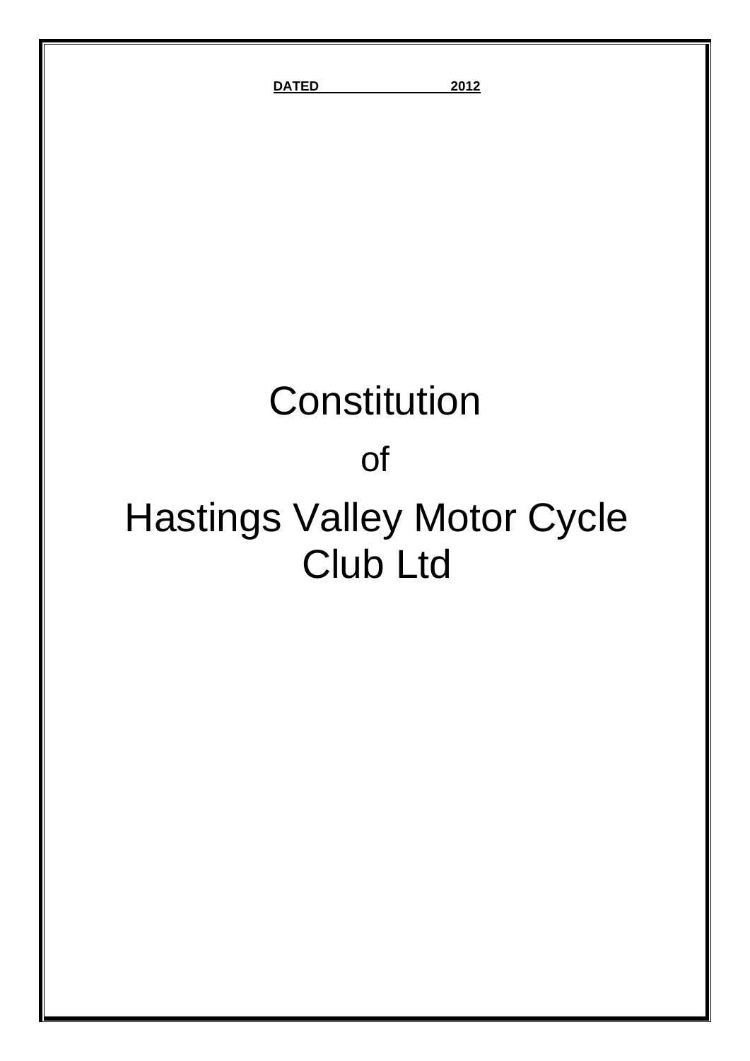**DATED 2012**

# Constitution

of

# Hastings Valley Motor Cycle Club Ltd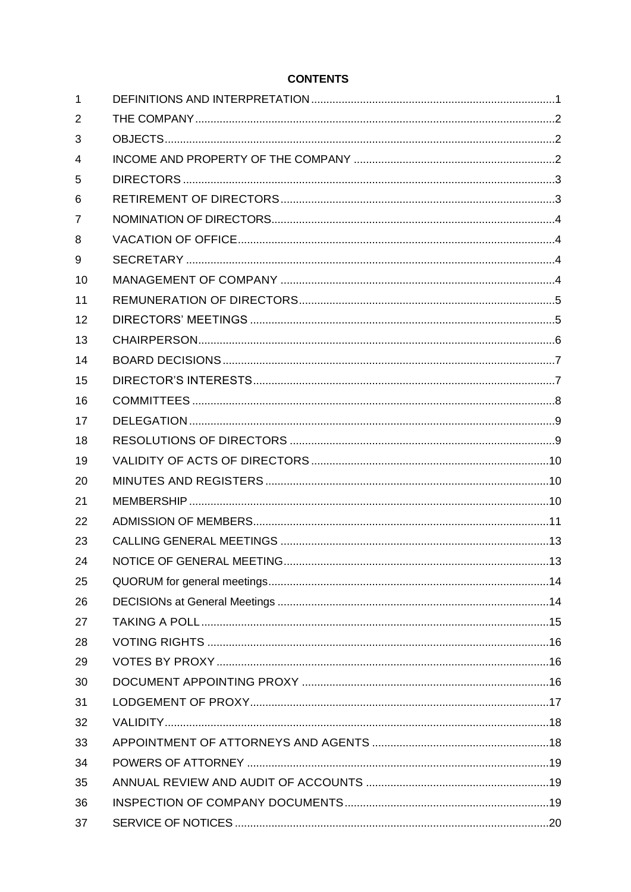**CONTENTS**

| | | |
|---|---|---|
| 1 | DEFINITIONS AND INTERPRETATION | 1 |
| 2 | THE COMPANY | 2 |
| 3 | OBJECTS | 2 |
| 4 | INCOME AND PROPERTY OF THE COMPANY | 2 |
| 5 | DIRECTORS | 3 |
| 6 | RETIREMENT OF DIRECTORS | 3 |
| 7 | NOMINATION OF DIRECTORS | 4 |
| 8 | VACATION OF OFFICE | 4 |
| 9 | SECRETARY | 4 |
| 10 | MANAGEMENT OF COMPANY | 4 |
| 11 | REMUNERATION OF DIRECTORS | 5 |
| 12 | DIRECTORS' MEETINGS | 5 |
| 13 | CHAIRPERSON | 6 |
| 14 | BOARD DECISIONS | 7 |
| 15 | DIRECTOR'S INTERESTS | 7 |
| 16 | COMMITTEES | 8 |
| 17 | DELEGATION | 9 |
| 18 | RESOLUTIONS OF DIRECTORS | 9 |
| 19 | VALIDITY OF ACTS OF DIRECTORS | 10 |
| 20 | MINUTES AND REGISTERS | 10 |
| 21 | MEMBERSHIP | 10 |
| 22 | ADMISSION OF MEMBERS | 11 |
| 23 | CALLING GENERAL MEETINGS | 13 |
| 24 | NOTICE OF GENERAL MEETING | 13 |
| 25 | QUORUM for general meetings | 14 |
| 26 | DECISIONs at General Meetings | 14 |
| 27 | TAKING A POLL | 15 |
| 28 | VOTING RIGHTS | 16 |
| 29 | VOTES BY PROXY | 16 |
| 30 | DOCUMENT APPOINTING PROXY | 16 |
| 31 | LODGEMENT OF PROXY | 17 |
| 32 | VALIDITY | 18 |
| 33 | APPOINTMENT OF ATTORNEYS AND AGENTS | 18 |
| 34 | POWERS OF ATTORNEY | 19 |
| 35 | ANNUAL REVIEW AND AUDIT OF ACCOUNTS | 19 |
| 36 | INSPECTION OF COMPANY DOCUMENTS | 19 |
| 37 | SERVICE OF NOTICES | 20 |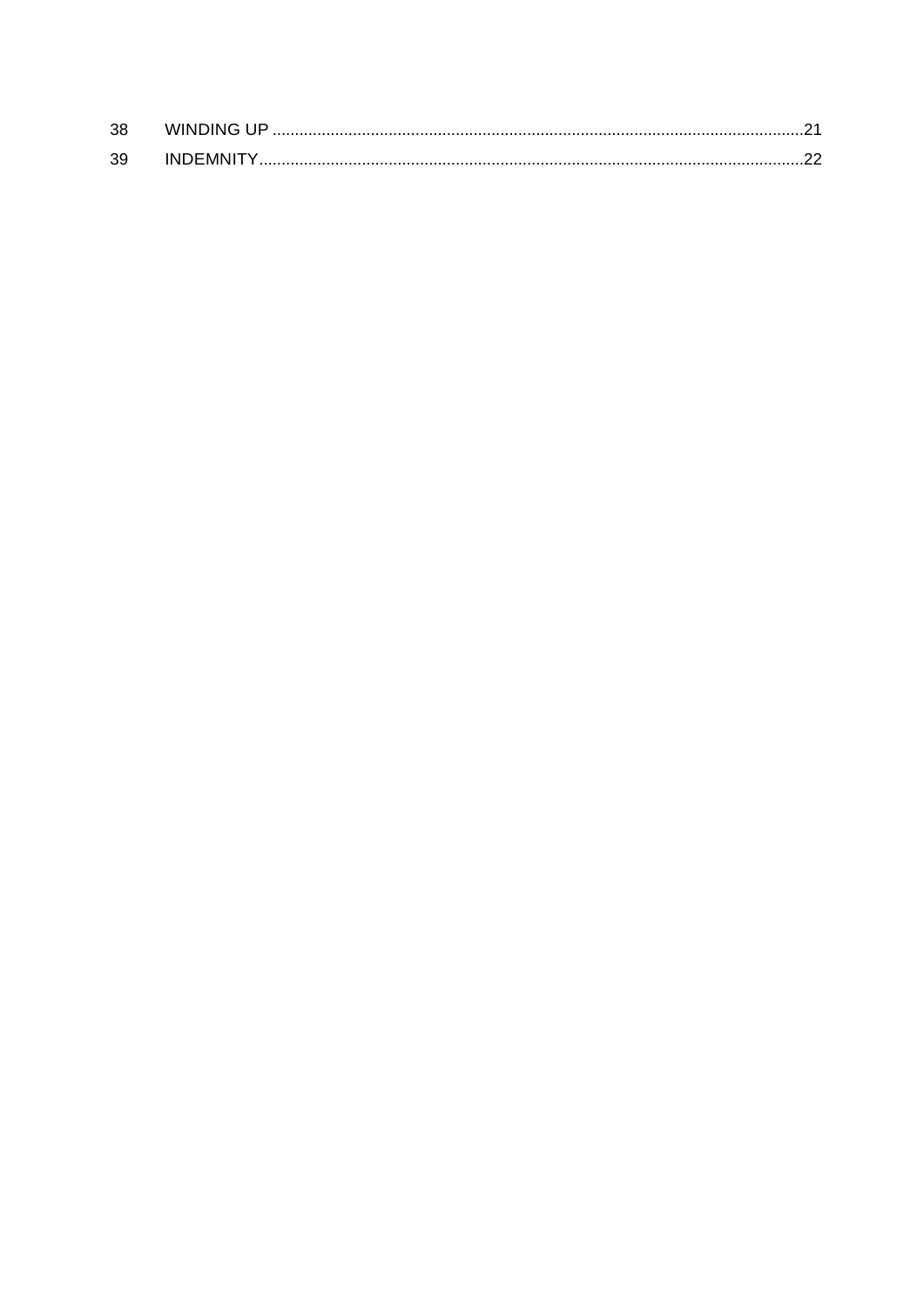| | | |
|---|---|---|
| 38 | WINDING UP | 21 |
| 39 | INDEMNITY | 22 |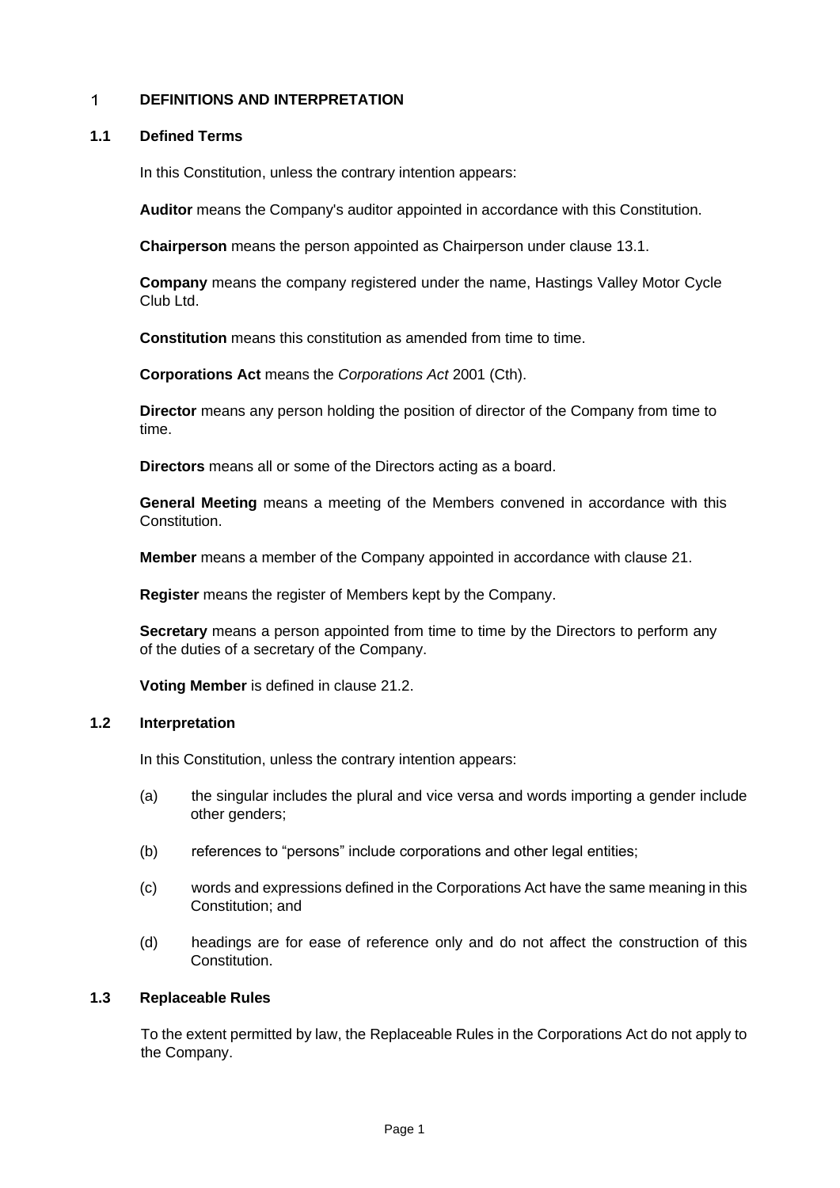# 1 DEFINITIONS AND INTERPRETATION

## 1.1 Defined Terms

In this Constitution, unless the contrary intention appears:

**Auditor** means the Company's auditor appointed in accordance with this Constitution.

**Chairperson** means the person appointed as Chairperson under clause 13.1.

**Company** means the company registered under the name, Hastings Valley Motor Cycle Club Ltd.

**Constitution** means this constitution as amended from time to time.

**Corporations Act** means the *Corporations Act* 2001 (Cth).

**Director** means any person holding the position of director of the Company from time to time.

**Directors** means all or some of the Directors acting as a board.

**General Meeting** means a meeting of the Members convened in accordance with this Constitution.

**Member** means a member of the Company appointed in accordance with clause 21.

**Register** means the register of Members kept by the Company.

**Secretary** means a person appointed from time to time by the Directors to perform any of the duties of a secretary of the Company.

**Voting Member** is defined in clause 21.2.

## 1.2 Interpretation

In this Constitution, unless the contrary intention appears:

(a) the singular includes the plural and vice versa and words importing a gender include other genders;

(b) references to "persons" include corporations and other legal entities;

(c) words and expressions defined in the Corporations Act have the same meaning in this Constitution; and

(d) headings are for ease of reference only and do not affect the construction of this Constitution.

## 1.3 Replaceable Rules

To the extent permitted by law, the Replaceable Rules in the Corporations Act do not apply to the Company.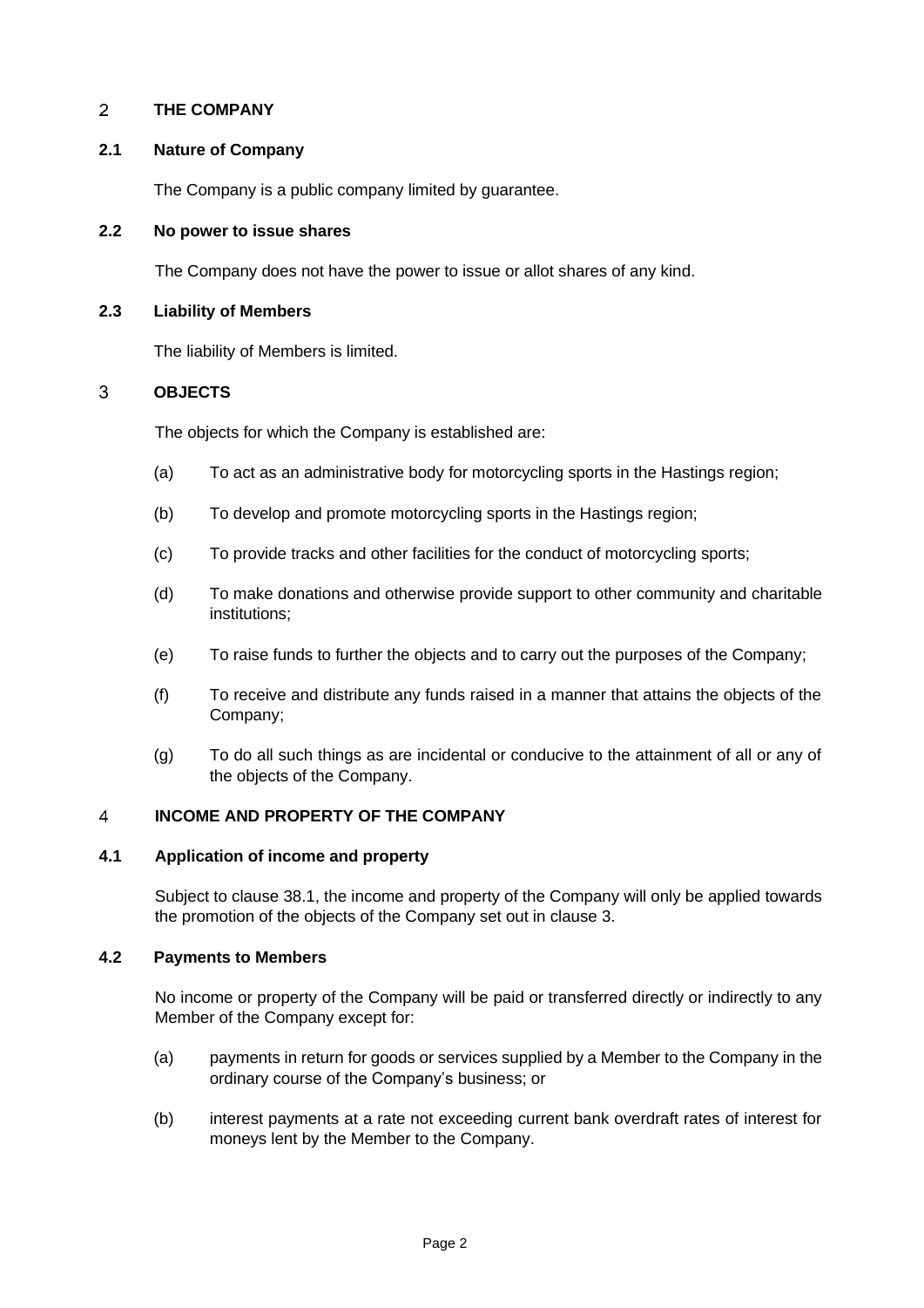## 2 THE COMPANY

### 2.1 Nature of Company

The Company is a public company limited by guarantee.

### 2.2 No power to issue shares

The Company does not have the power to issue or allot shares of any kind.

### 2.3 Liability of Members

The liability of Members is limited.

## 3 OBJECTS

The objects for which the Company is established are:

(a) To act as an administrative body for motorcycling sports in the Hastings region;

(b) To develop and promote motorcycling sports in the Hastings region;

(c) To provide tracks and other facilities for the conduct of motorcycling sports;

(d) To make donations and otherwise provide support to other community and charitable institutions;

(e) To raise funds to further the objects and to carry out the purposes of the Company;

(f) To receive and distribute any funds raised in a manner that attains the objects of the Company;

(g) To do all such things as are incidental or conducive to the attainment of all or any of the objects of the Company.

## 4 INCOME AND PROPERTY OF THE COMPANY

### 4.1 Application of income and property

Subject to clause 38.1, the income and property of the Company will only be applied towards the promotion of the objects of the Company set out in clause 3.

### 4.2 Payments to Members

No income or property of the Company will be paid or transferred directly or indirectly to any Member of the Company except for:

(a) payments in return for goods or services supplied by a Member to the Company in the ordinary course of the Company's business; or

(b) interest payments at a rate not exceeding current bank overdraft rates of interest for moneys lent by the Member to the Company.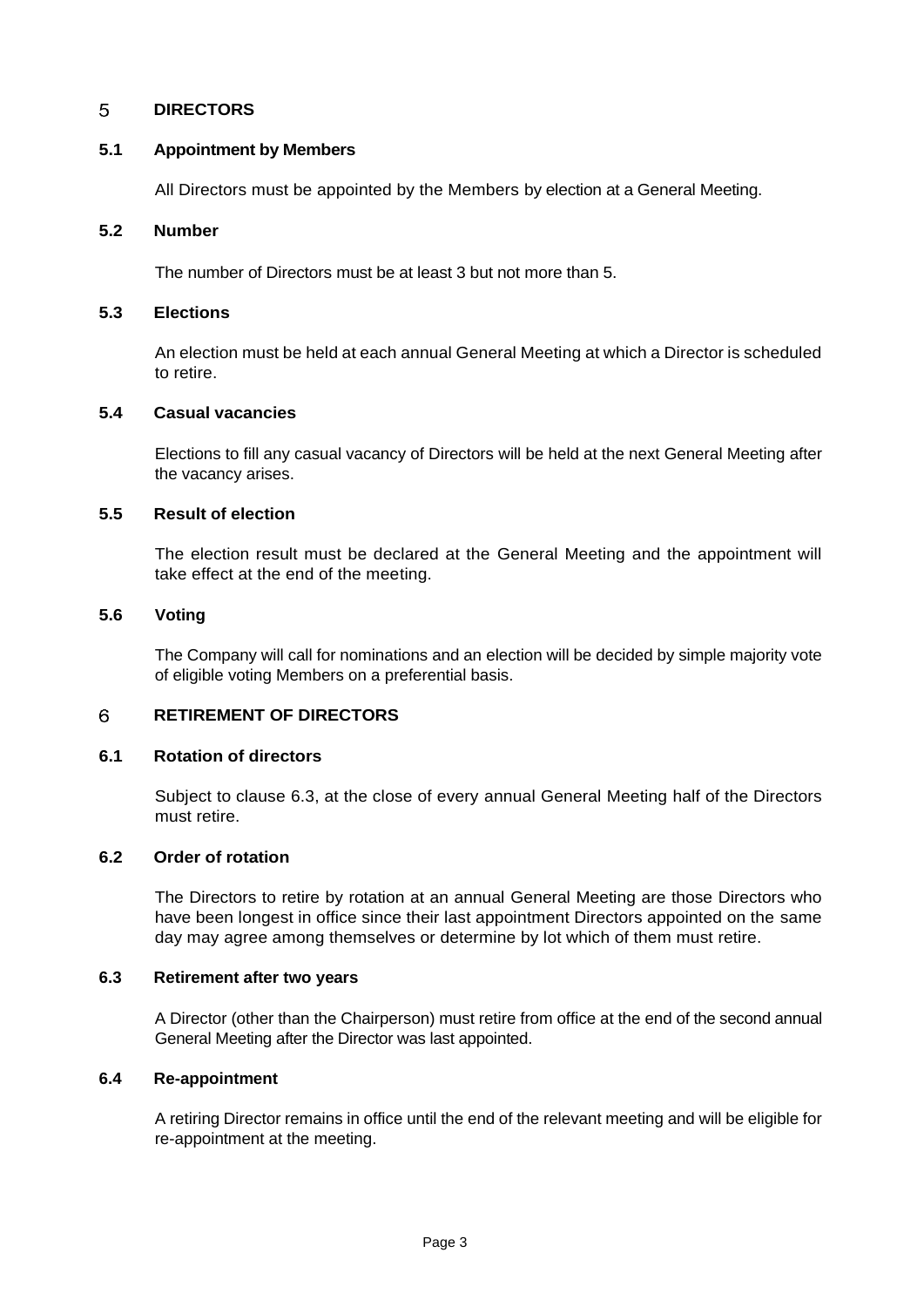## 5 DIRECTORS

### 5.1 Appointment by Members

All Directors must be appointed by the Members by election at a General Meeting.

### 5.2 Number

The number of Directors must be at least 3 but not more than 5.

### 5.3 Elections

An election must be held at each annual General Meeting at which a Director is scheduled to retire.

### 5.4 Casual vacancies

Elections to fill any casual vacancy of Directors will be held at the next General Meeting after the vacancy arises.

### 5.5 Result of election

The election result must be declared at the General Meeting and the appointment will take effect at the end of the meeting.

### 5.6 Voting

The Company will call for nominations and an election will be decided by simple majority vote of eligible voting Members on a preferential basis.

## 6 RETIREMENT OF DIRECTORS

### 6.1 Rotation of directors

Subject to clause 6.3, at the close of every annual General Meeting half of the Directors must retire.

### 6.2 Order of rotation

The Directors to retire by rotation at an annual General Meeting are those Directors who have been longest in office since their last appointment Directors appointed on the same day may agree among themselves or determine by lot which of them must retire.

### 6.3 Retirement after two years

A Director (other than the Chairperson) must retire from office at the end of the second annual General Meeting after the Director was last appointed.

### 6.4 Re-appointment

A retiring Director remains in office until the end of the relevant meeting and will be eligible for re-appointment at the meeting.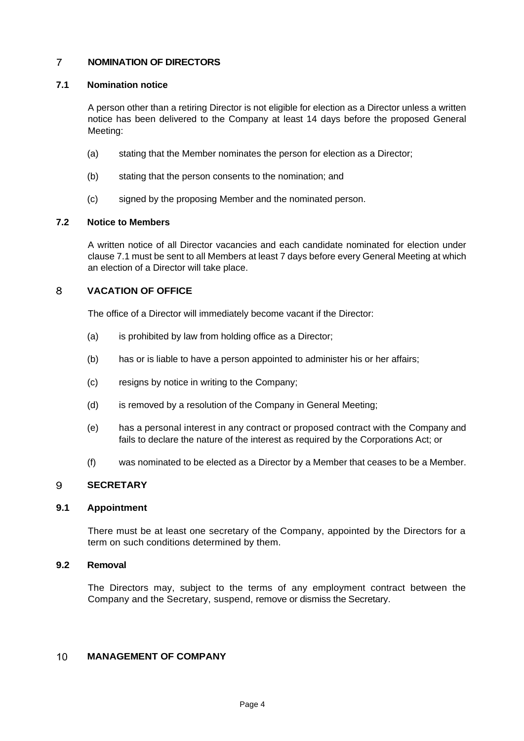## 7 NOMINATION OF DIRECTORS

### 7.1 Nomination notice

A person other than a retiring Director is not eligible for election as a Director unless a written notice has been delivered to the Company at least 14 days before the proposed General Meeting:

(a) stating that the Member nominates the person for election as a Director;

(b) stating that the person consents to the nomination; and

(c) signed by the proposing Member and the nominated person.

### 7.2 Notice to Members

A written notice of all Director vacancies and each candidate nominated for election under clause 7.1 must be sent to all Members at least 7 days before every General Meeting at which an election of a Director will take place.

## 8 VACATION OF OFFICE

The office of a Director will immediately become vacant if the Director:

(a) is prohibited by law from holding office as a Director;

(b) has or is liable to have a person appointed to administer his or her affairs;

(c) resigns by notice in writing to the Company;

(d) is removed by a resolution of the Company in General Meeting;

(e) has a personal interest in any contract or proposed contract with the Company and fails to declare the nature of the interest as required by the Corporations Act; or

(f) was nominated to be elected as a Director by a Member that ceases to be a Member.

## 9 SECRETARY

### 9.1 Appointment

There must be at least one secretary of the Company, appointed by the Directors for a term on such conditions determined by them.

### 9.2 Removal

The Directors may, subject to the terms of any employment contract between the Company and the Secretary, suspend, remove or dismiss the Secretary.

## 10 MANAGEMENT OF COMPANY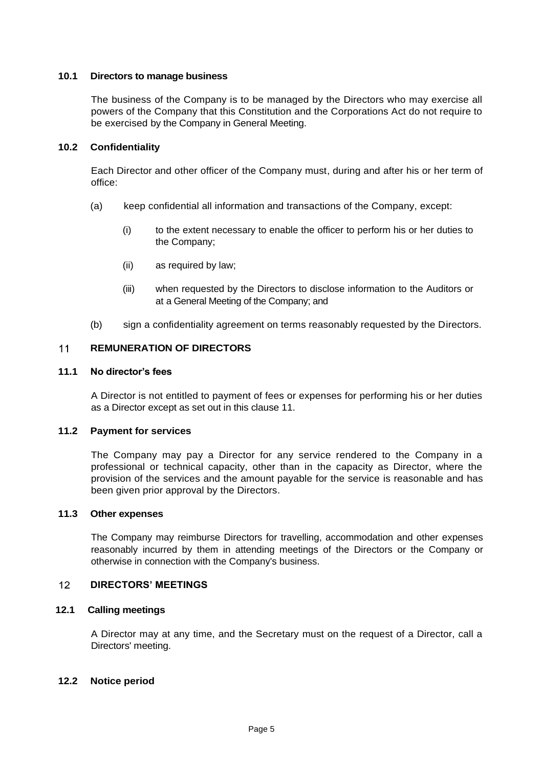### 10.1 Directors to manage business

The business of the Company is to be managed by the Directors who may exercise all powers of the Company that this Constitution and the Corporations Act do not require to be exercised by the Company in General Meeting.

### 10.2 Confidentiality

Each Director and other officer of the Company must, during and after his or her term of office:

(a) keep confidential all information and transactions of the Company, except:

   (i) to the extent necessary to enable the officer to perform his or her duties to the Company;

   (ii) as required by law;

   (iii) when requested by the Directors to disclose information to the Auditors or at a General Meeting of the Company; and

(b) sign a confidentiality agreement on terms reasonably requested by the Directors.

## 11 REMUNERATION OF DIRECTORS

### 11.1 No director's fees

A Director is not entitled to payment of fees or expenses for performing his or her duties as a Director except as set out in this clause 11.

### 11.2 Payment for services

The Company may pay a Director for any service rendered to the Company in a professional or technical capacity, other than in the capacity as Director, where the provision of the services and the amount payable for the service is reasonable and has been given prior approval by the Directors.

### 11.3 Other expenses

The Company may reimburse Directors for travelling, accommodation and other expenses reasonably incurred by them in attending meetings of the Directors or the Company or otherwise in connection with the Company's business.

## 12 DIRECTORS' MEETINGS

### 12.1 Calling meetings

A Director may at any time, and the Secretary must on the request of a Director, call a Directors' meeting.

### 12.2 Notice period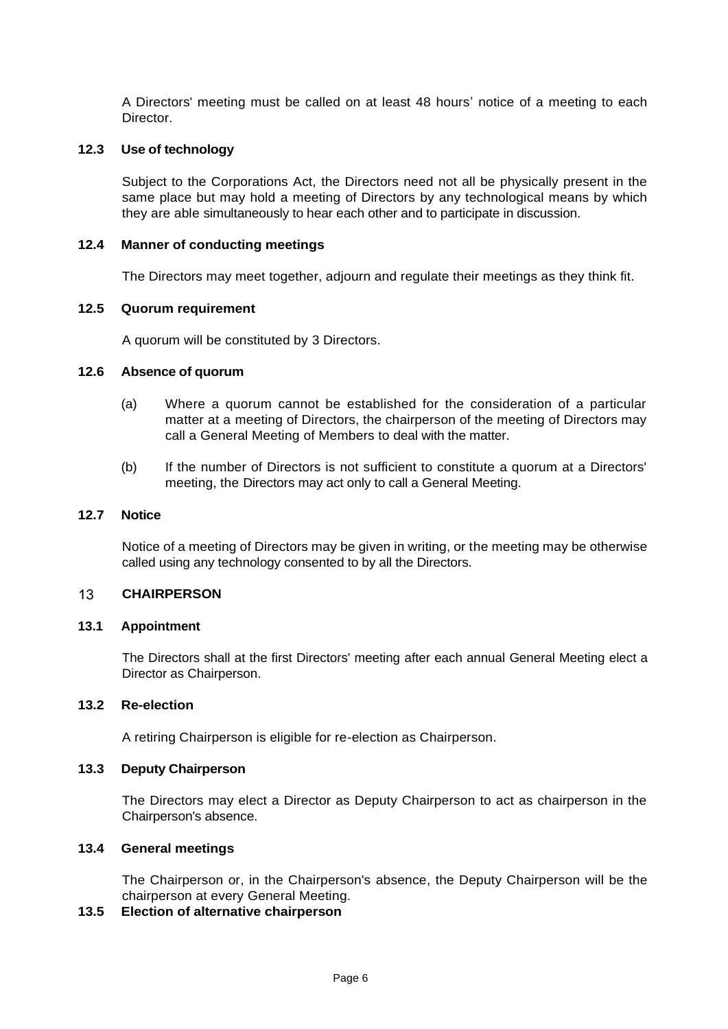A Directors' meeting must be called on at least 48 hours' notice of a meeting to each Director.

### 12.3 Use of technology

Subject to the Corporations Act, the Directors need not all be physically present in the same place but may hold a meeting of Directors by any technological means by which they are able simultaneously to hear each other and to participate in discussion.

### 12.4 Manner of conducting meetings

The Directors may meet together, adjourn and regulate their meetings as they think fit.

### 12.5 Quorum requirement

A quorum will be constituted by 3 Directors.

### 12.6 Absence of quorum

(a) Where a quorum cannot be established for the consideration of a particular matter at a meeting of Directors, the chairperson of the meeting of Directors may call a General Meeting of Members to deal with the matter.

(b) If the number of Directors is not sufficient to constitute a quorum at a Directors' meeting, the Directors may act only to call a General Meeting.

### 12.7 Notice

Notice of a meeting of Directors may be given in writing, or the meeting may be otherwise called using any technology consented to by all the Directors.

## 13 CHAIRPERSON

### 13.1 Appointment

The Directors shall at the first Directors' meeting after each annual General Meeting elect a Director as Chairperson.

### 13.2 Re-election

A retiring Chairperson is eligible for re-election as Chairperson.

### 13.3 Deputy Chairperson

The Directors may elect a Director as Deputy Chairperson to act as chairperson in the Chairperson's absence.

### 13.4 General meetings

The Chairperson or, in the Chairperson's absence, the Deputy Chairperson will be the chairperson at every General Meeting.

### 13.5 Election of alternative chairperson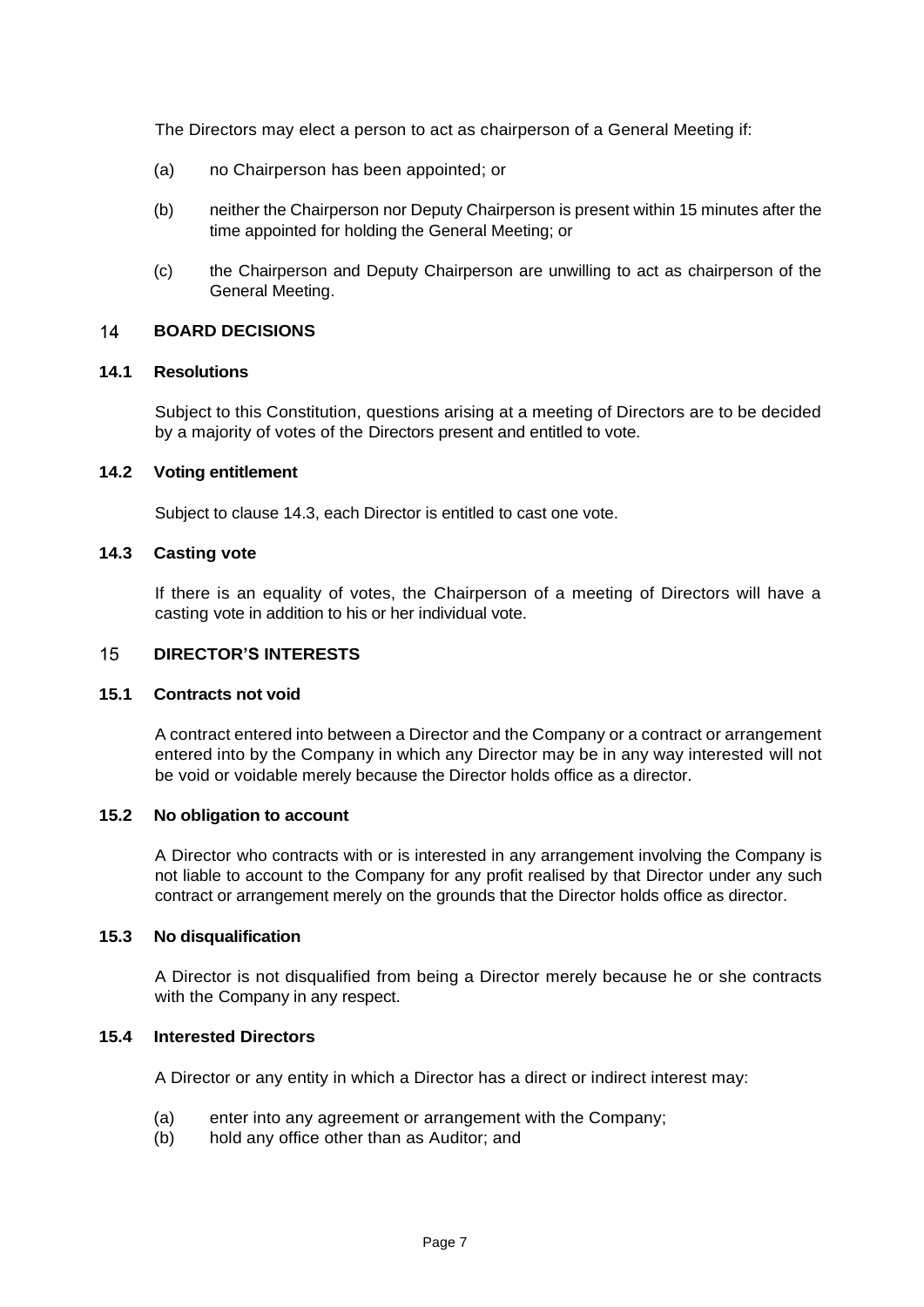The Directors may elect a person to act as chairperson of a General Meeting if:

(a) no Chairperson has been appointed; or

(b) neither the Chairperson nor Deputy Chairperson is present within 15 minutes after the time appointed for holding the General Meeting; or

(c) the Chairperson and Deputy Chairperson are unwilling to act as chairperson of the General Meeting.

## 14 BOARD DECISIONS

### 14.1 Resolutions

Subject to this Constitution, questions arising at a meeting of Directors are to be decided by a majority of votes of the Directors present and entitled to vote.

### 14.2 Voting entitlement

Subject to clause 14.3, each Director is entitled to cast one vote.

### 14.3 Casting vote

If there is an equality of votes, the Chairperson of a meeting of Directors will have a casting vote in addition to his or her individual vote.

## 15 DIRECTOR'S INTERESTS

### 15.1 Contracts not void

A contract entered into between a Director and the Company or a contract or arrangement entered into by the Company in which any Director may be in any way interested will not be void or voidable merely because the Director holds office as a director.

### 15.2 No obligation to account

A Director who contracts with or is interested in any arrangement involving the Company is not liable to account to the Company for any profit realised by that Director under any such contract or arrangement merely on the grounds that the Director holds office as director.

### 15.3 No disqualification

A Director is not disqualified from being a Director merely because he or she contracts with the Company in any respect.

### 15.4 Interested Directors

A Director or any entity in which a Director has a direct or indirect interest may:

(a) enter into any agreement or arrangement with the Company;
(b) hold any office other than as Auditor; and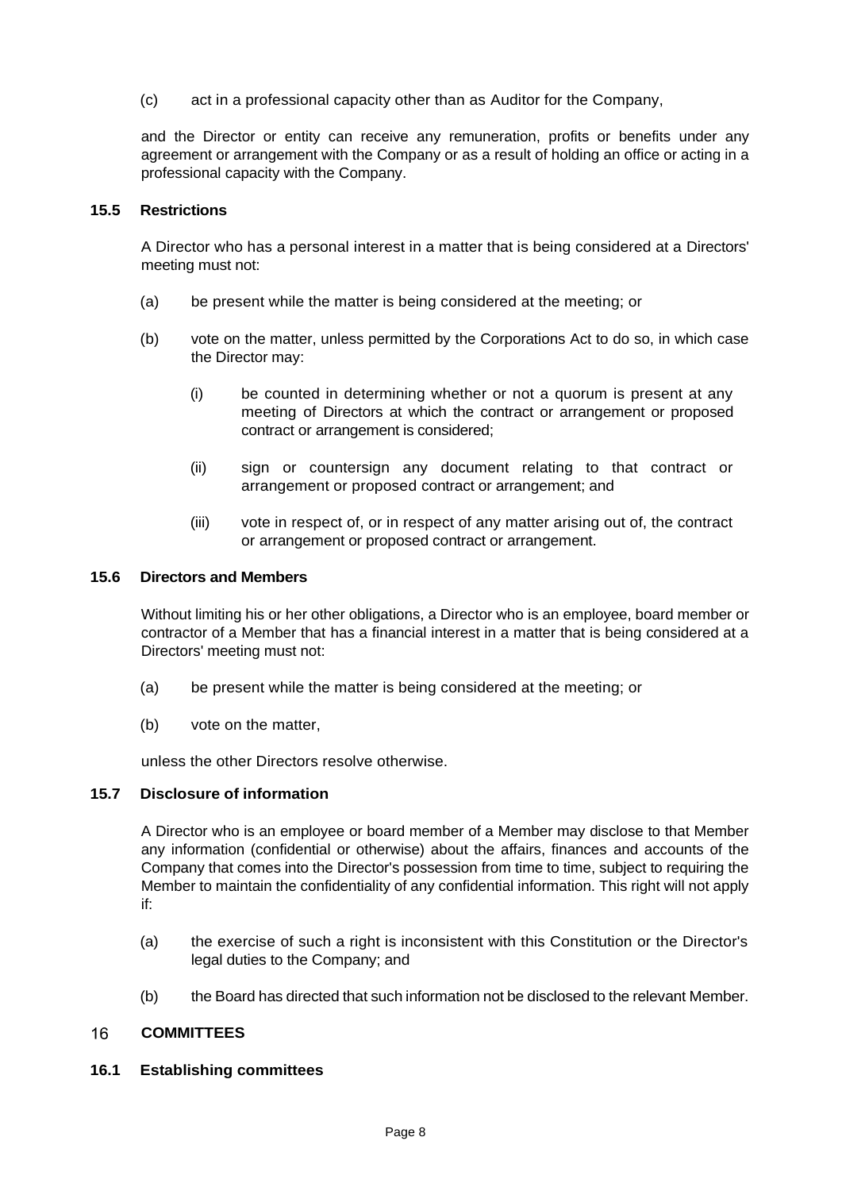(c) act in a professional capacity other than as Auditor for the Company,

and the Director or entity can receive any remuneration, profits or benefits under any agreement or arrangement with the Company or as a result of holding an office or acting in a professional capacity with the Company.

### 15.5 Restrictions

A Director who has a personal interest in a matter that is being considered at a Directors' meeting must not:

(a) be present while the matter is being considered at the meeting; or

(b) vote on the matter, unless permitted by the Corporations Act to do so, in which case the Director may:

   (i) be counted in determining whether or not a quorum is present at any meeting of Directors at which the contract or arrangement or proposed contract or arrangement is considered;

   (ii) sign or countersign any document relating to that contract or arrangement or proposed contract or arrangement; and

   (iii) vote in respect of, or in respect of any matter arising out of, the contract or arrangement or proposed contract or arrangement.

### 15.6 Directors and Members

Without limiting his or her other obligations, a Director who is an employee, board member or contractor of a Member that has a financial interest in a matter that is being considered at a Directors' meeting must not:

(a) be present while the matter is being considered at the meeting; or

(b) vote on the matter,

unless the other Directors resolve otherwise.

### 15.7 Disclosure of information

A Director who is an employee or board member of a Member may disclose to that Member any information (confidential or otherwise) about the affairs, finances and accounts of the Company that comes into the Director's possession from time to time, subject to requiring the Member to maintain the confidentiality of any confidential information. This right will not apply if:

(a) the exercise of such a right is inconsistent with this Constitution or the Director's legal duties to the Company; and

(b) the Board has directed that such information not be disclosed to the relevant Member.

## 16 COMMITTEES

### 16.1 Establishing committees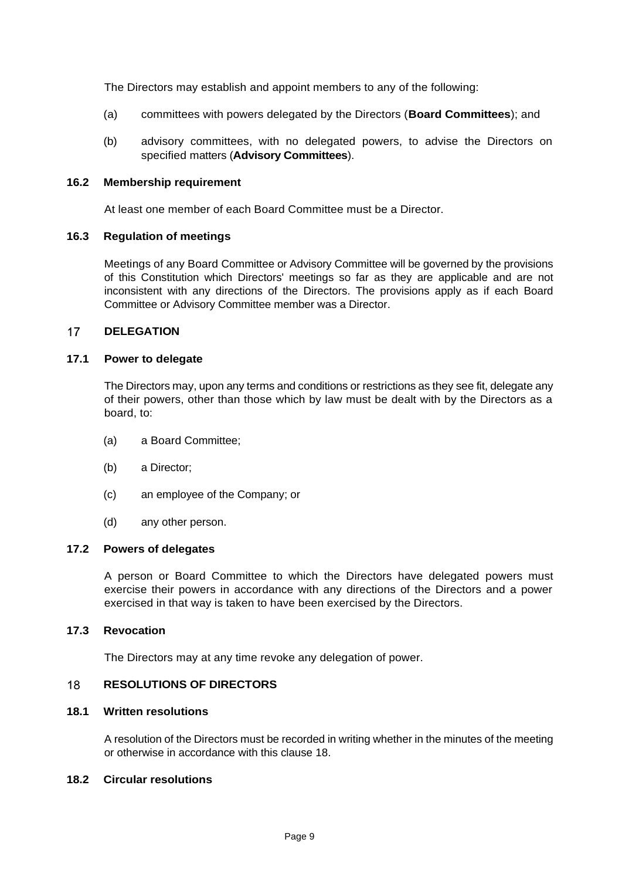The Directors may establish and appoint members to any of the following:

(a) committees with powers delegated by the Directors (**Board Committees**); and

(b) advisory committees, with no delegated powers, to advise the Directors on specified matters (**Advisory Committees**).

### 16.2 Membership requirement

At least one member of each Board Committee must be a Director.

### 16.3 Regulation of meetings

Meetings of any Board Committee or Advisory Committee will be governed by the provisions of this Constitution which Directors' meetings so far as they are applicable and are not inconsistent with any directions of the Directors. The provisions apply as if each Board Committee or Advisory Committee member was a Director.

## 17 DELEGATION

### 17.1 Power to delegate

The Directors may, upon any terms and conditions or restrictions as they see fit, delegate any of their powers, other than those which by law must be dealt with by the Directors as a board, to:

(a) a Board Committee;

(b) a Director;

(c) an employee of the Company; or

(d) any other person.

### 17.2 Powers of delegates

A person or Board Committee to which the Directors have delegated powers must exercise their powers in accordance with any directions of the Directors and a power exercised in that way is taken to have been exercised by the Directors.

### 17.3 Revocation

The Directors may at any time revoke any delegation of power.

## 18 RESOLUTIONS OF DIRECTORS

### 18.1 Written resolutions

A resolution of the Directors must be recorded in writing whether in the minutes of the meeting or otherwise in accordance with this clause 18.

### 18.2 Circular resolutions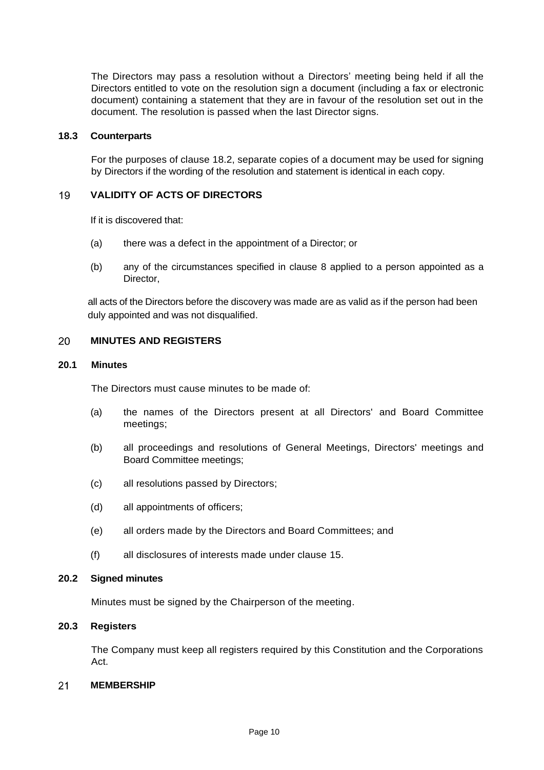The Directors may pass a resolution without a Directors' meeting being held if all the Directors entitled to vote on the resolution sign a document (including a fax or electronic document) containing a statement that they are in favour of the resolution set out in the document. The resolution is passed when the last Director signs.

### 18.3 Counterparts

For the purposes of clause 18.2, separate copies of a document may be used for signing by Directors if the wording of the resolution and statement is identical in each copy.

## 19 VALIDITY OF ACTS OF DIRECTORS

If it is discovered that:

(a) there was a defect in the appointment of a Director; or

(b) any of the circumstances specified in clause 8 applied to a person appointed as a Director,

all acts of the Directors before the discovery was made are as valid as if the person had been duly appointed and was not disqualified.

## 20 MINUTES AND REGISTERS

### 20.1 Minutes

The Directors must cause minutes to be made of:

(a) the names of the Directors present at all Directors' and Board Committee meetings;

(b) all proceedings and resolutions of General Meetings, Directors' meetings and Board Committee meetings;

(c) all resolutions passed by Directors;

(d) all appointments of officers;

(e) all orders made by the Directors and Board Committees; and

(f) all disclosures of interests made under clause 15.

### 20.2 Signed minutes

Minutes must be signed by the Chairperson of the meeting.

### 20.3 Registers

The Company must keep all registers required by this Constitution and the Corporations Act.

## 21 MEMBERSHIP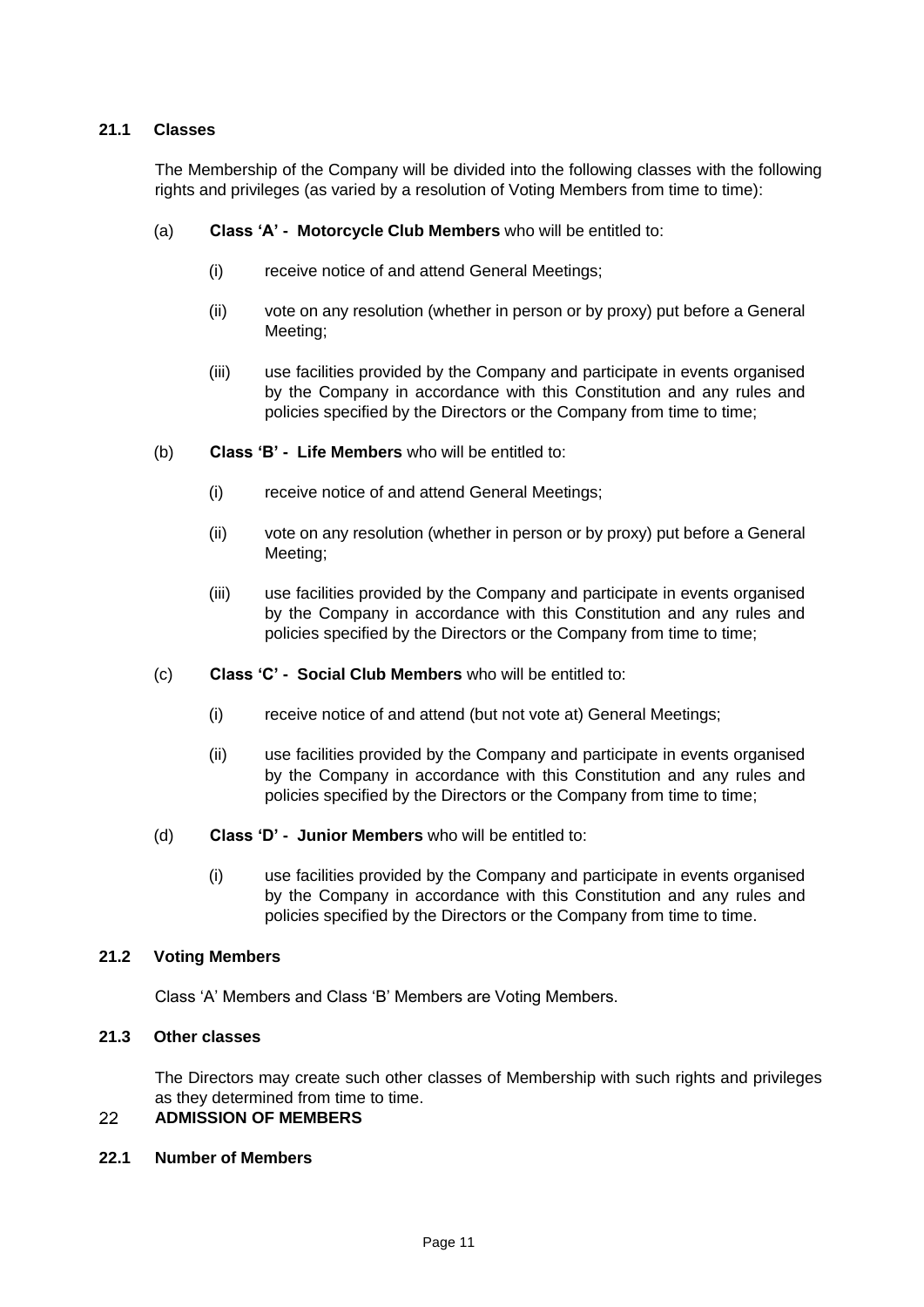### 21.1 Classes

The Membership of the Company will be divided into the following classes with the following rights and privileges (as varied by a resolution of Voting Members from time to time):

(a) **Class 'A' - Motorcycle Club Members** who will be entitled to:

  (i) receive notice of and attend General Meetings;

  (ii) vote on any resolution (whether in person or by proxy) put before a General Meeting;

  (iii) use facilities provided by the Company and participate in events organised by the Company in accordance with this Constitution and any rules and policies specified by the Directors or the Company from time to time;

(b) **Class 'B' - Life Members** who will be entitled to:

  (i) receive notice of and attend General Meetings;

  (ii) vote on any resolution (whether in person or by proxy) put before a General Meeting;

  (iii) use facilities provided by the Company and participate in events organised by the Company in accordance with this Constitution and any rules and policies specified by the Directors or the Company from time to time;

(c) **Class 'C' - Social Club Members** who will be entitled to:

  (i) receive notice of and attend (but not vote at) General Meetings;

  (ii) use facilities provided by the Company and participate in events organised by the Company in accordance with this Constitution and any rules and policies specified by the Directors or the Company from time to time;

(d) **Class 'D' - Junior Members** who will be entitled to:

  (i) use facilities provided by the Company and participate in events organised by the Company in accordance with this Constitution and any rules and policies specified by the Directors or the Company from time to time.

### 21.2 Voting Members

Class 'A' Members and Class 'B' Members are Voting Members.

### 21.3 Other classes

The Directors may create such other classes of Membership with such rights and privileges as they determined from time to time.

## 22 ADMISSION OF MEMBERS

### 22.1 Number of Members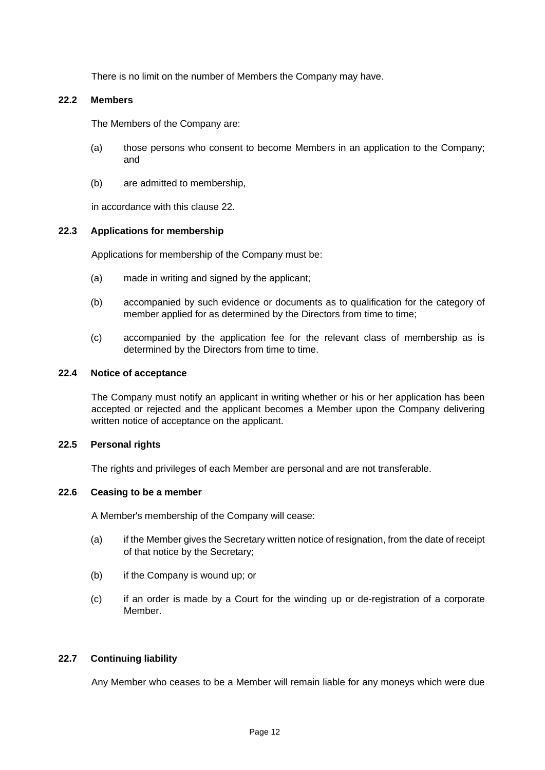There is no limit on the number of Members the Company may have.

### 22.2 Members

The Members of the Company are:

(a) those persons who consent to become Members in an application to the Company; and

(b) are admitted to membership,

in accordance with this clause 22.

### 22.3 Applications for membership

Applications for membership of the Company must be:

(a) made in writing and signed by the applicant;

(b) accompanied by such evidence or documents as to qualification for the category of member applied for as determined by the Directors from time to time;

(c) accompanied by the application fee for the relevant class of membership as is determined by the Directors from time to time.

### 22.4 Notice of acceptance

The Company must notify an applicant in writing whether or his or her application has been accepted or rejected and the applicant becomes a Member upon the Company delivering written notice of acceptance on the applicant.

### 22.5 Personal rights

The rights and privileges of each Member are personal and are not transferable.

### 22.6 Ceasing to be a member

A Member's membership of the Company will cease:

(a) if the Member gives the Secretary written notice of resignation, from the date of receipt of that notice by the Secretary;

(b) if the Company is wound up; or

(c) if an order is made by a Court for the winding up or de-registration of a corporate Member.

### 22.7 Continuing liability

Any Member who ceases to be a Member will remain liable for any moneys which were due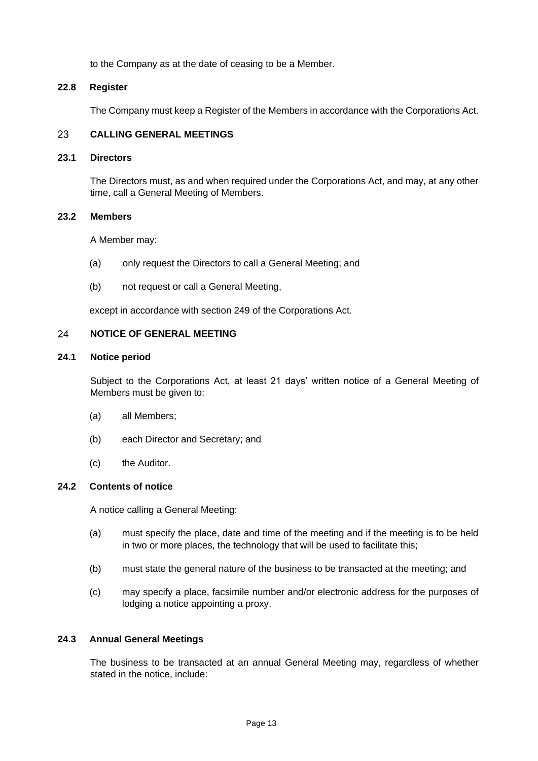to the Company as at the date of ceasing to be a Member.

### 22.8 Register

The Company must keep a Register of the Members in accordance with the Corporations Act.

## 23 CALLING GENERAL MEETINGS

### 23.1 Directors

The Directors must, as and when required under the Corporations Act, and may, at any other time, call a General Meeting of Members.

### 23.2 Members

A Member may:

(a) only request the Directors to call a General Meeting; and

(b) not request or call a General Meeting,

except in accordance with section 249 of the Corporations Act.

## 24 NOTICE OF GENERAL MEETING

### 24.1 Notice period

Subject to the Corporations Act, at least 21 days' written notice of a General Meeting of Members must be given to:

(a) all Members;

(b) each Director and Secretary; and

(c) the Auditor.

### 24.2 Contents of notice

A notice calling a General Meeting:

(a) must specify the place, date and time of the meeting and if the meeting is to be held in two or more places, the technology that will be used to facilitate this;

(b) must state the general nature of the business to be transacted at the meeting; and

(c) may specify a place, facsimile number and/or electronic address for the purposes of lodging a notice appointing a proxy.

### 24.3 Annual General Meetings

The business to be transacted at an annual General Meeting may, regardless of whether stated in the notice, include: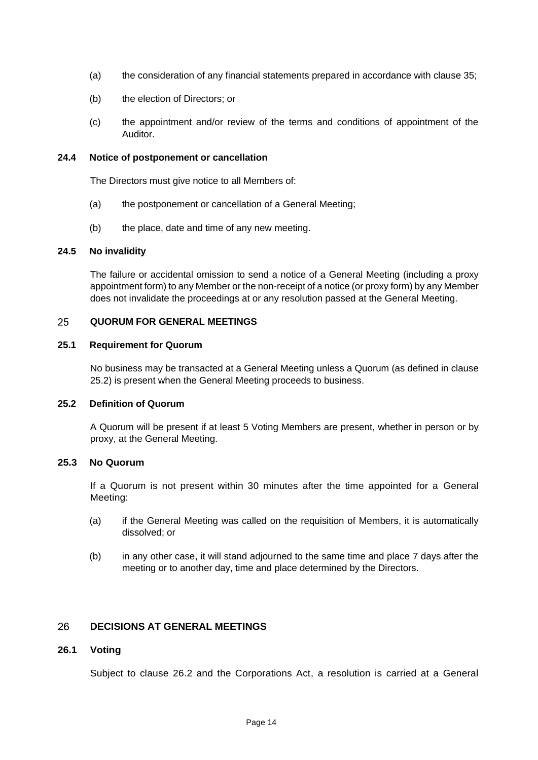(a) the consideration of any financial statements prepared in accordance with clause 35;

(b) the election of Directors; or

(c) the appointment and/or review of the terms and conditions of appointment of the Auditor.

### 24.4 Notice of postponement or cancellation

The Directors must give notice to all Members of:

(a) the postponement or cancellation of a General Meeting;

(b) the place, date and time of any new meeting.

### 24.5 No invalidity

The failure or accidental omission to send a notice of a General Meeting (including a proxy appointment form) to any Member or the non-receipt of a notice (or proxy form) by any Member does not invalidate the proceedings at or any resolution passed at the General Meeting.

## 25 QUORUM FOR GENERAL MEETINGS

### 25.1 Requirement for Quorum

No business may be transacted at a General Meeting unless a Quorum (as defined in clause 25.2) is present when the General Meeting proceeds to business.

### 25.2 Definition of Quorum

A Quorum will be present if at least 5 Voting Members are present, whether in person or by proxy, at the General Meeting.

### 25.3 No Quorum

If a Quorum is not present within 30 minutes after the time appointed for a General Meeting:

(a) if the General Meeting was called on the requisition of Members, it is automatically dissolved; or

(b) in any other case, it will stand adjourned to the same time and place 7 days after the meeting or to another day, time and place determined by the Directors.

## 26 DECISIONS AT GENERAL MEETINGS

### 26.1 Voting

Subject to clause 26.2 and the Corporations Act, a resolution is carried at a General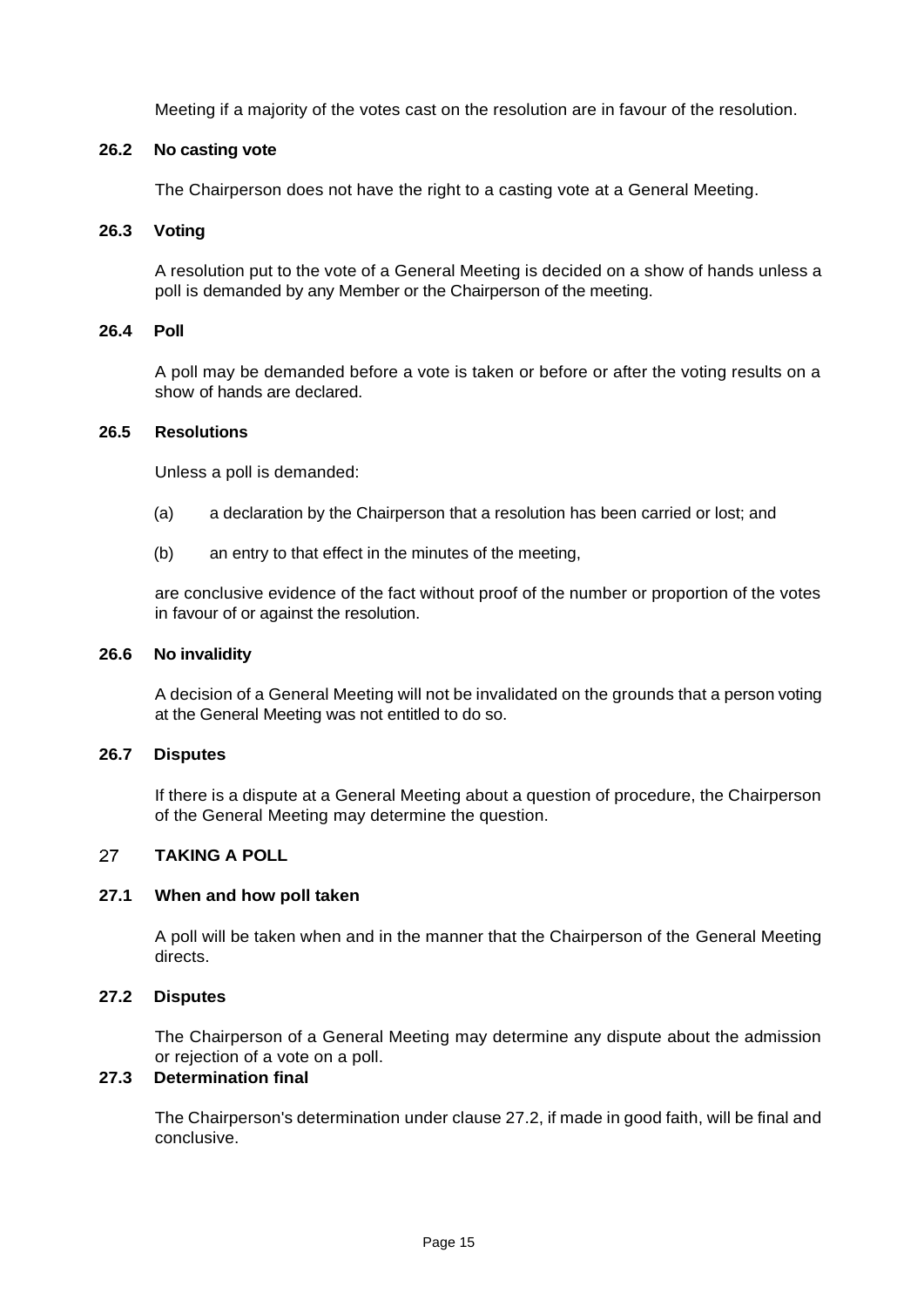Meeting if a majority of the votes cast on the resolution are in favour of the resolution.

### 26.2 No casting vote

The Chairperson does not have the right to a casting vote at a General Meeting.

### 26.3 Voting

A resolution put to the vote of a General Meeting is decided on a show of hands unless a poll is demanded by any Member or the Chairperson of the meeting.

### 26.4 Poll

A poll may be demanded before a vote is taken or before or after the voting results on a show of hands are declared.

### 26.5 Resolutions

Unless a poll is demanded:

(a) a declaration by the Chairperson that a resolution has been carried or lost; and

(b) an entry to that effect in the minutes of the meeting,

are conclusive evidence of the fact without proof of the number or proportion of the votes in favour of or against the resolution.

### 26.6 No invalidity

A decision of a General Meeting will not be invalidated on the grounds that a person voting at the General Meeting was not entitled to do so.

### 26.7 Disputes

If there is a dispute at a General Meeting about a question of procedure, the Chairperson of the General Meeting may determine the question.

## 27 TAKING A POLL

### 27.1 When and how poll taken

A poll will be taken when and in the manner that the Chairperson of the General Meeting directs.

### 27.2 Disputes

The Chairperson of a General Meeting may determine any dispute about the admission or rejection of a vote on a poll.

### 27.3 Determination final

The Chairperson's determination under clause 27.2, if made in good faith, will be final and conclusive.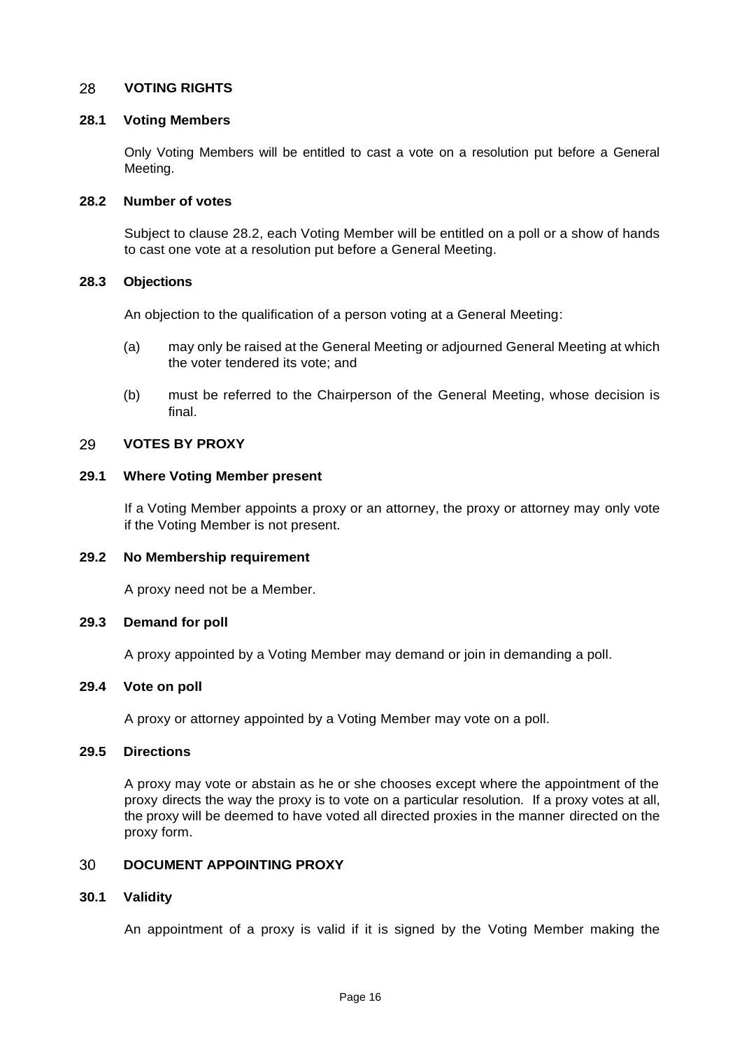## 28 VOTING RIGHTS

### 28.1 Voting Members

Only Voting Members will be entitled to cast a vote on a resolution put before a General Meeting.

### 28.2 Number of votes

Subject to clause 28.2, each Voting Member will be entitled on a poll or a show of hands to cast one vote at a resolution put before a General Meeting.

### 28.3 Objections

An objection to the qualification of a person voting at a General Meeting:

(a) may only be raised at the General Meeting or adjourned General Meeting at which the voter tendered its vote; and

(b) must be referred to the Chairperson of the General Meeting, whose decision is final.

## 29 VOTES BY PROXY

### 29.1 Where Voting Member present

If a Voting Member appoints a proxy or an attorney, the proxy or attorney may only vote if the Voting Member is not present.

### 29.2 No Membership requirement

A proxy need not be a Member.

### 29.3 Demand for poll

A proxy appointed by a Voting Member may demand or join in demanding a poll.

### 29.4 Vote on poll

A proxy or attorney appointed by a Voting Member may vote on a poll.

### 29.5 Directions

A proxy may vote or abstain as he or she chooses except where the appointment of the proxy directs the way the proxy is to vote on a particular resolution. If a proxy votes at all, the proxy will be deemed to have voted all directed proxies in the manner directed on the proxy form.

## 30 DOCUMENT APPOINTING PROXY

### 30.1 Validity

An appointment of a proxy is valid if it is signed by the Voting Member making the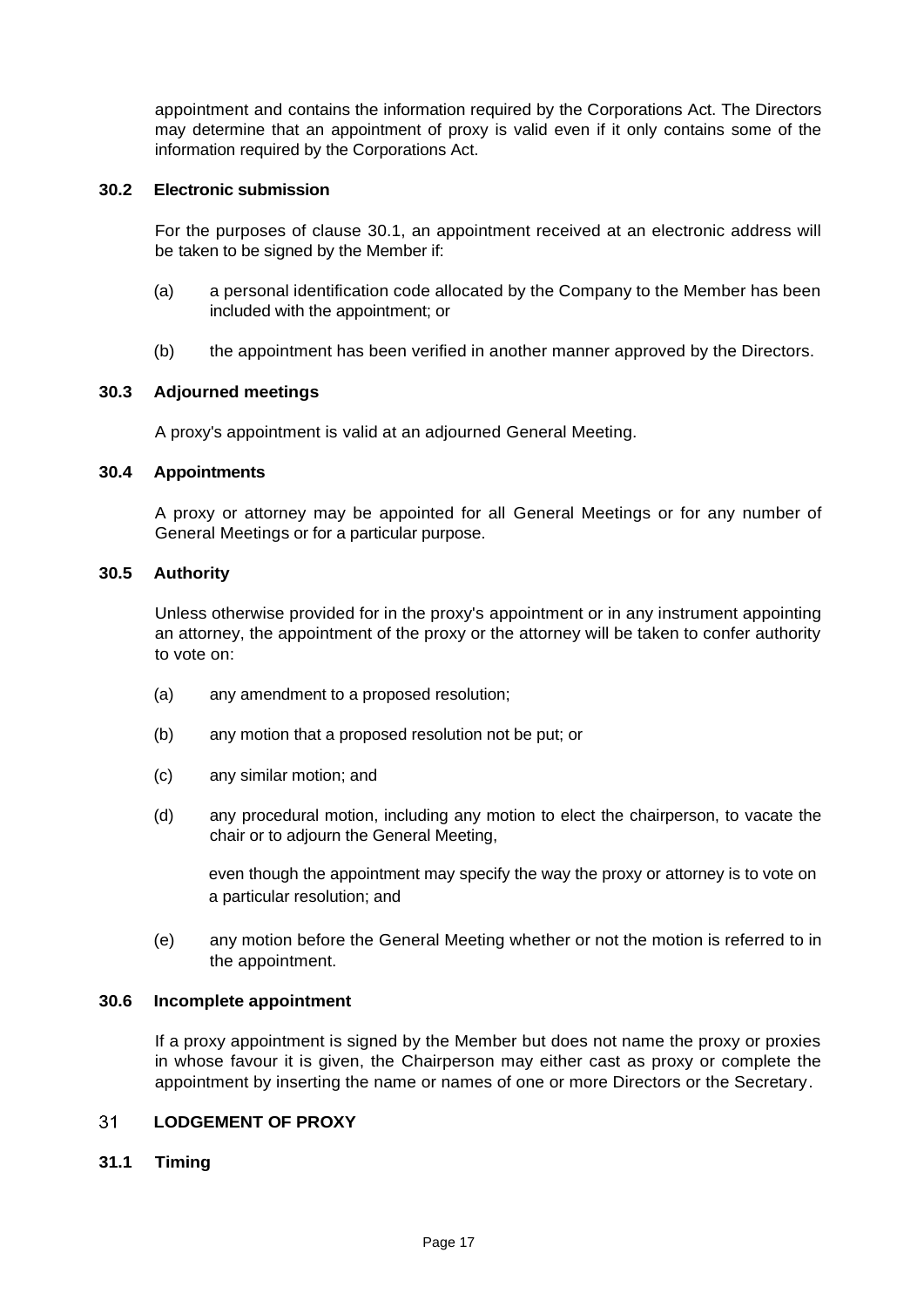appointment and contains the information required by the Corporations Act. The Directors may determine that an appointment of proxy is valid even if it only contains some of the information required by the Corporations Act.

### 30.2 Electronic submission

For the purposes of clause 30.1, an appointment received at an electronic address will be taken to be signed by the Member if:

(a) a personal identification code allocated by the Company to the Member has been included with the appointment; or

(b) the appointment has been verified in another manner approved by the Directors.

### 30.3 Adjourned meetings

A proxy's appointment is valid at an adjourned General Meeting.

### 30.4 Appointments

A proxy or attorney may be appointed for all General Meetings or for any number of General Meetings or for a particular purpose.

### 30.5 Authority

Unless otherwise provided for in the proxy's appointment or in any instrument appointing an attorney, the appointment of the proxy or the attorney will be taken to confer authority to vote on:

(a) any amendment to a proposed resolution;

(b) any motion that a proposed resolution not be put; or

(c) any similar motion; and

(d) any procedural motion, including any motion to elect the chairperson, to vacate the chair or to adjourn the General Meeting,

even though the appointment may specify the way the proxy or attorney is to vote on a particular resolution; and

(e) any motion before the General Meeting whether or not the motion is referred to in the appointment.

### 30.6 Incomplete appointment

If a proxy appointment is signed by the Member but does not name the proxy or proxies in whose favour it is given, the Chairperson may either cast as proxy or complete the appointment by inserting the name or names of one or more Directors or the Secretary.

## 31 LODGEMENT OF PROXY

### 31.1 Timing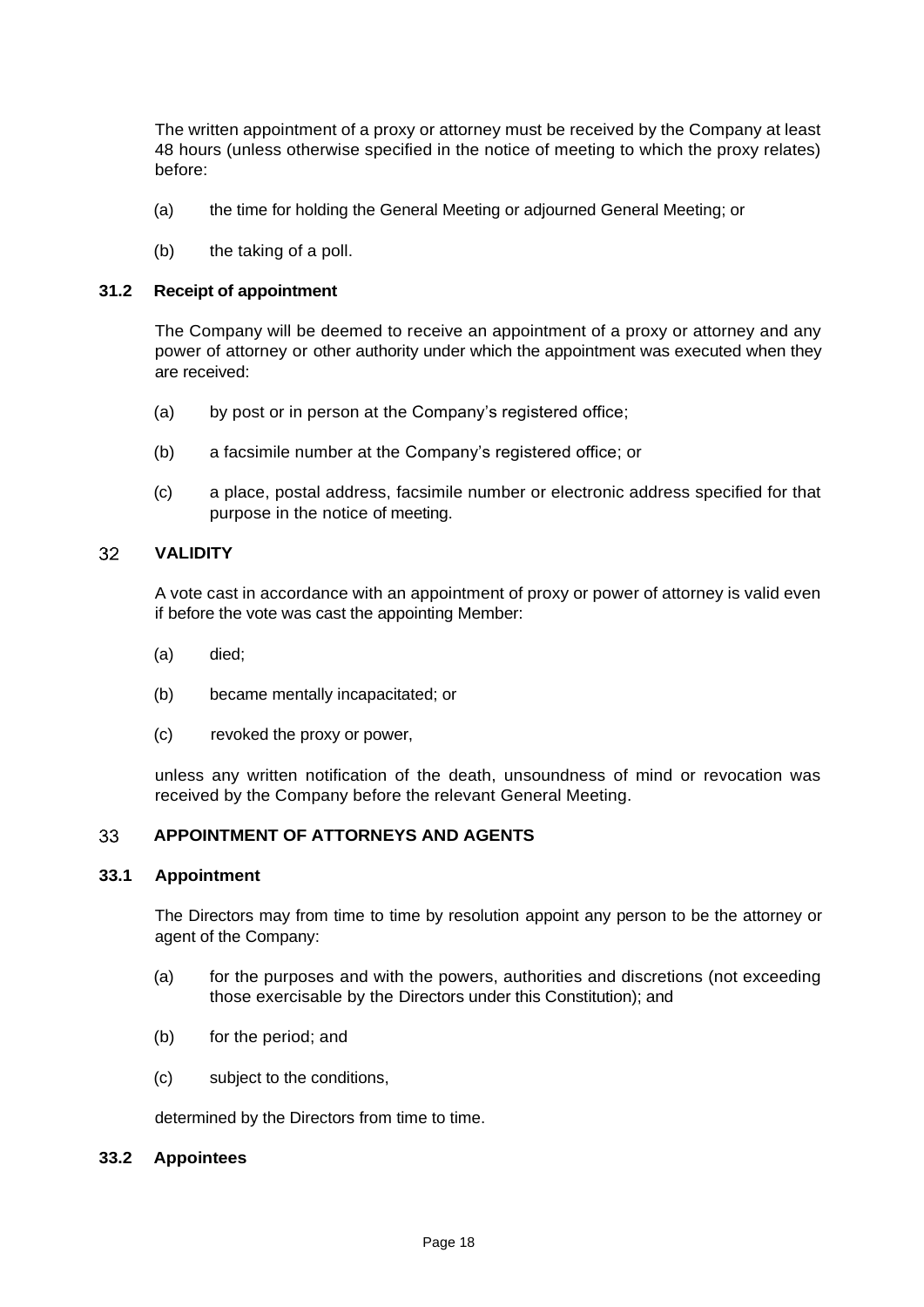The written appointment of a proxy or attorney must be received by the Company at least 48 hours (unless otherwise specified in the notice of meeting to which the proxy relates) before:

(a) the time for holding the General Meeting or adjourned General Meeting; or

(b) the taking of a poll.

### 31.2 Receipt of appointment

The Company will be deemed to receive an appointment of a proxy or attorney and any power of attorney or other authority under which the appointment was executed when they are received:

(a) by post or in person at the Company's registered office;

(b) a facsimile number at the Company's registered office; or

(c) a place, postal address, facsimile number or electronic address specified for that purpose in the notice of meeting.

## 32 VALIDITY

A vote cast in accordance with an appointment of proxy or power of attorney is valid even if before the vote was cast the appointing Member:

(a) died;

(b) became mentally incapacitated; or

(c) revoked the proxy or power,

unless any written notification of the death, unsoundness of mind or revocation was received by the Company before the relevant General Meeting.

## 33 APPOINTMENT OF ATTORNEYS AND AGENTS

### 33.1 Appointment

The Directors may from time to time by resolution appoint any person to be the attorney or agent of the Company:

(a) for the purposes and with the powers, authorities and discretions (not exceeding those exercisable by the Directors under this Constitution); and

(b) for the period; and

(c) subject to the conditions,

determined by the Directors from time to time.

### 33.2 Appointees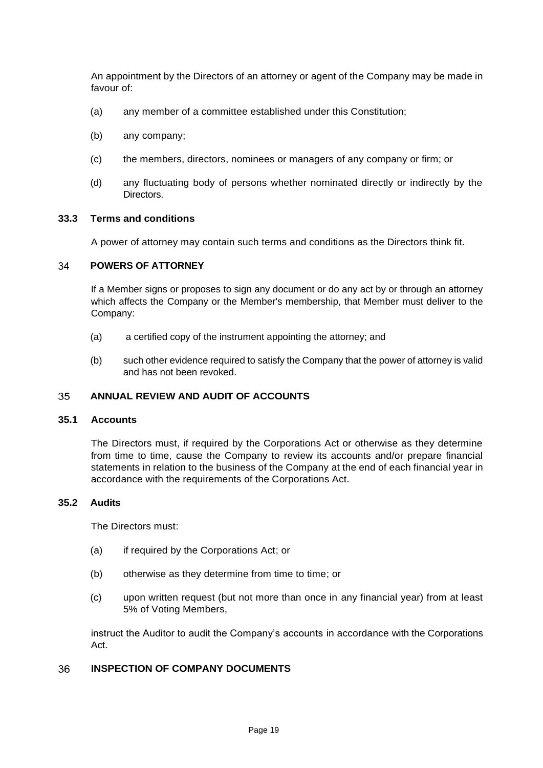An appointment by the Directors of an attorney or agent of the Company may be made in favour of:

(a) any member of a committee established under this Constitution;

(b) any company;

(c) the members, directors, nominees or managers of any company or firm; or

(d) any fluctuating body of persons whether nominated directly or indirectly by the Directors.

### 33.3 Terms and conditions

A power of attorney may contain such terms and conditions as the Directors think fit.

## 34 POWERS OF ATTORNEY

If a Member signs or proposes to sign any document or do any act by or through an attorney which affects the Company or the Member's membership, that Member must deliver to the Company:

(a) a certified copy of the instrument appointing the attorney; and

(b) such other evidence required to satisfy the Company that the power of attorney is valid and has not been revoked.

## 35 ANNUAL REVIEW AND AUDIT OF ACCOUNTS

### 35.1 Accounts

The Directors must, if required by the Corporations Act or otherwise as they determine from time to time, cause the Company to review its accounts and/or prepare financial statements in relation to the business of the Company at the end of each financial year in accordance with the requirements of the Corporations Act.

### 35.2 Audits

The Directors must:

(a) if required by the Corporations Act; or

(b) otherwise as they determine from time to time; or

(c) upon written request (but not more than once in any financial year) from at least 5% of Voting Members,

instruct the Auditor to audit the Company's accounts in accordance with the Corporations Act.

## 36 INSPECTION OF COMPANY DOCUMENTS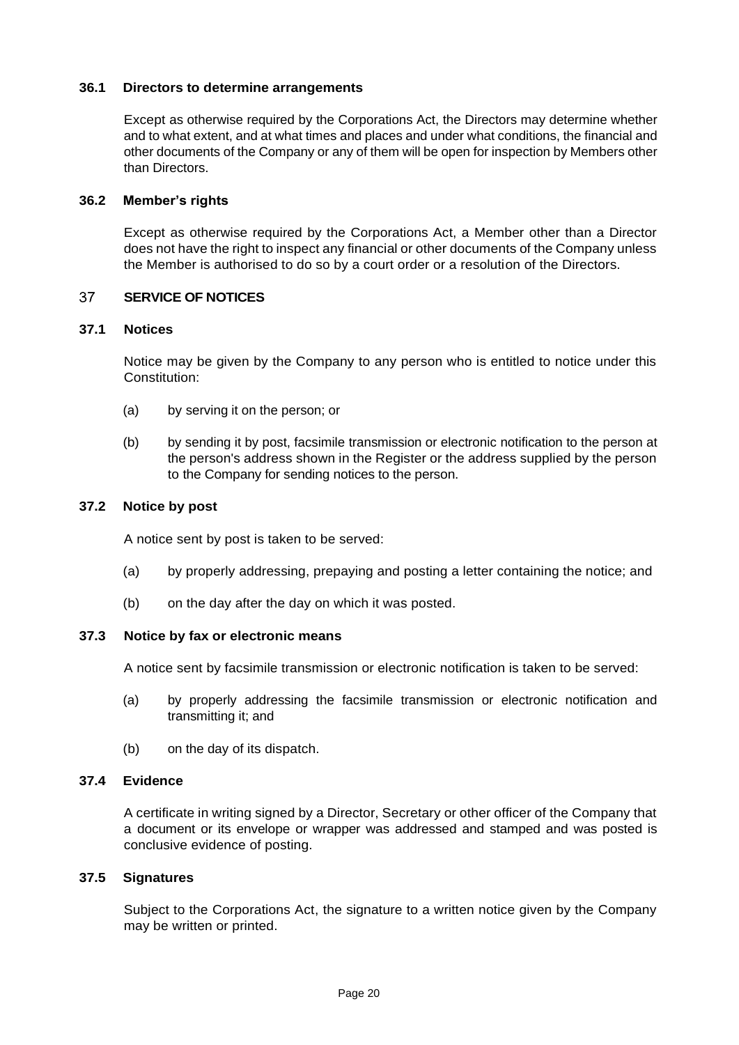### 36.1 Directors to determine arrangements

Except as otherwise required by the Corporations Act, the Directors may determine whether and to what extent, and at what times and places and under what conditions, the financial and other documents of the Company or any of them will be open for inspection by Members other than Directors.

### 36.2 Member's rights

Except as otherwise required by the Corporations Act, a Member other than a Director does not have the right to inspect any financial or other documents of the Company unless the Member is authorised to do so by a court order or a resolution of the Directors.

## 37 SERVICE OF NOTICES

### 37.1 Notices

Notice may be given by the Company to any person who is entitled to notice under this Constitution:

(a) by serving it on the person; or

(b) by sending it by post, facsimile transmission or electronic notification to the person at the person's address shown in the Register or the address supplied by the person to the Company for sending notices to the person.

### 37.2 Notice by post

A notice sent by post is taken to be served:

(a) by properly addressing, prepaying and posting a letter containing the notice; and

(b) on the day after the day on which it was posted.

### 37.3 Notice by fax or electronic means

A notice sent by facsimile transmission or electronic notification is taken to be served:

(a) by properly addressing the facsimile transmission or electronic notification and transmitting it; and

(b) on the day of its dispatch.

### 37.4 Evidence

A certificate in writing signed by a Director, Secretary or other officer of the Company that a document or its envelope or wrapper was addressed and stamped and was posted is conclusive evidence of posting.

### 37.5 Signatures

Subject to the Corporations Act, the signature to a written notice given by the Company may be written or printed.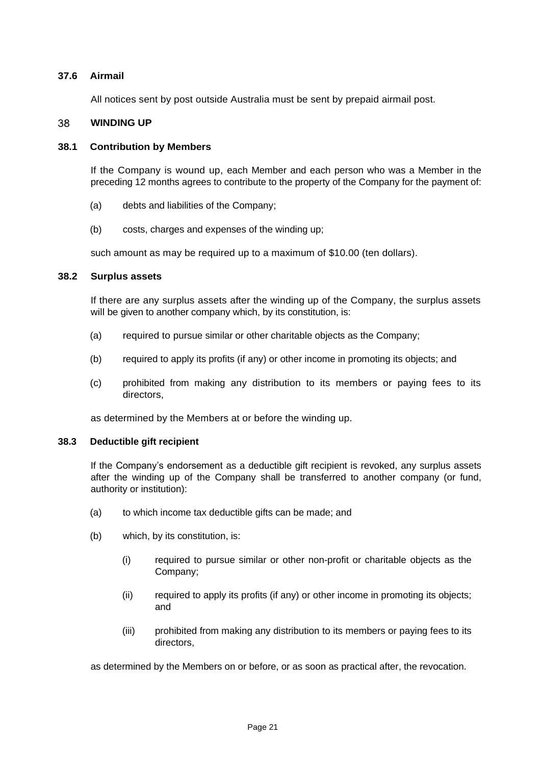### 37.6 Airmail

All notices sent by post outside Australia must be sent by prepaid airmail post.

## 38 WINDING UP

### 38.1 Contribution by Members

If the Company is wound up, each Member and each person who was a Member in the preceding 12 months agrees to contribute to the property of the Company for the payment of:

(a) debts and liabilities of the Company;

(b) costs, charges and expenses of the winding up;

such amount as may be required up to a maximum of $10.00 (ten dollars).

### 38.2 Surplus assets

If there are any surplus assets after the winding up of the Company, the surplus assets will be given to another company which, by its constitution, is:

(a) required to pursue similar or other charitable objects as the Company;

(b) required to apply its profits (if any) or other income in promoting its objects; and

(c) prohibited from making any distribution to its members or paying fees to its directors,

as determined by the Members at or before the winding up.

### 38.3 Deductible gift recipient

If the Company's endorsement as a deductible gift recipient is revoked, any surplus assets after the winding up of the Company shall be transferred to another company (or fund, authority or institution):

(a) to which income tax deductible gifts can be made; and

(b) which, by its constitution, is:

  (i) required to pursue similar or other non-profit or charitable objects as the Company;

  (ii) required to apply its profits (if any) or other income in promoting its objects; and

  (iii) prohibited from making any distribution to its members or paying fees to its directors,

as determined by the Members on or before, or as soon as practical after, the revocation.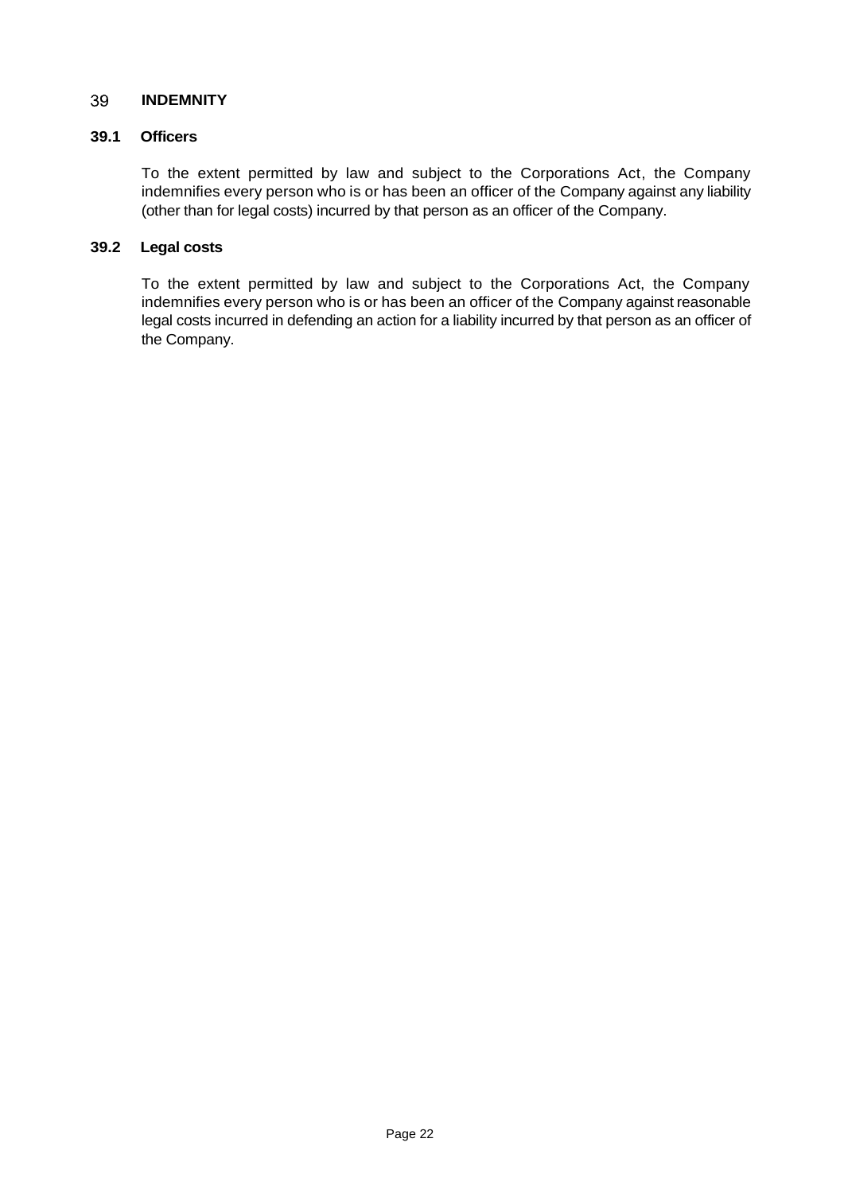## 39 INDEMNITY

### 39.1 Officers

To the extent permitted by law and subject to the Corporations Act, the Company indemnifies every person who is or has been an officer of the Company against any liability (other than for legal costs) incurred by that person as an officer of the Company.

### 39.2 Legal costs

To the extent permitted by law and subject to the Corporations Act, the Company indemnifies every person who is or has been an officer of the Company against reasonable legal costs incurred in defending an action for a liability incurred by that person as an officer of the Company.